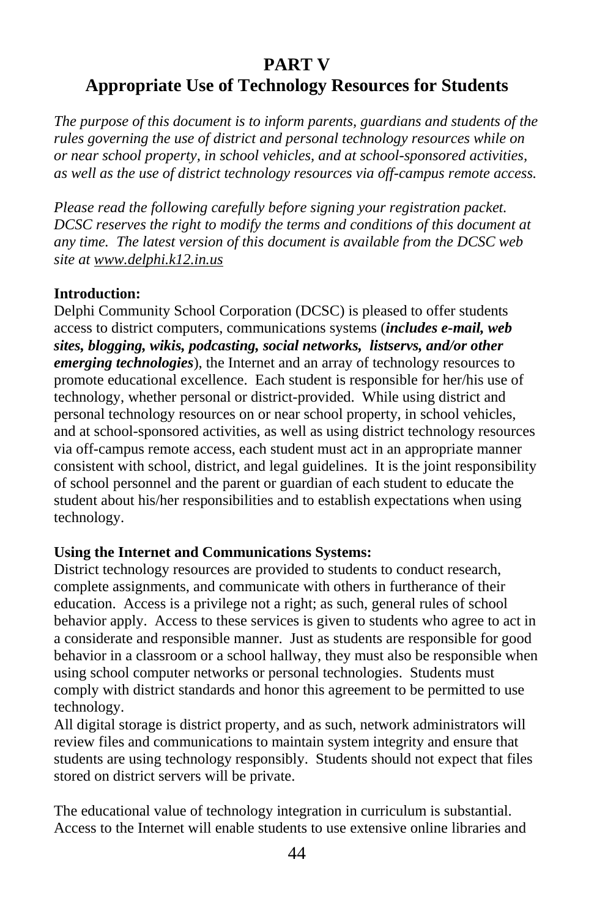# PART V
# Appropriate Use of Technology Resources for Students

*The purpose of this document is to inform parents, guardians and students of the rules governing the use of district and personal technology resources while on or near school property, in school vehicles, and at school-sponsored activities, as well as the use of district technology resources via off-campus remote access.*

*Please read the following carefully before signing your registration packet. DCSC reserves the right to modify the terms and conditions of this document at any time. The latest version of this document is available from the DCSC web site at www.delphi.k12.in.us*

**Introduction:**
Delphi Community School Corporation (DCSC) is pleased to offer students access to district computers, communications systems (***includes e-mail, web sites, blogging, wikis, podcasting, social networks, listservs, and/or other emerging technologies***), the Internet and an array of technology resources to promote educational excellence. Each student is responsible for her/his use of technology, whether personal or district-provided. While using district and personal technology resources on or near school property, in school vehicles, and at school-sponsored activities, as well as using district technology resources via off-campus remote access, each student must act in an appropriate manner consistent with school, district, and legal guidelines. It is the joint responsibility of school personnel and the parent or guardian of each student to educate the student about his/her responsibilities and to establish expectations when using technology.

**Using the Internet and Communications Systems:**
District technology resources are provided to students to conduct research, complete assignments, and communicate with others in furtherance of their education. Access is a privilege not a right; as such, general rules of school behavior apply. Access to these services is given to students who agree to act in a considerate and responsible manner. Just as students are responsible for good behavior in a classroom or a school hallway, they must also be responsible when using school computer networks or personal technologies. Students must comply with district standards and honor this agreement to be permitted to use technology.
All digital storage is district property, and as such, network administrators will review files and communications to maintain system integrity and ensure that students are using technology responsibly. Students should not expect that files stored on district servers will be private.

The educational value of technology integration in curriculum is substantial. Access to the Internet will enable students to use extensive online libraries and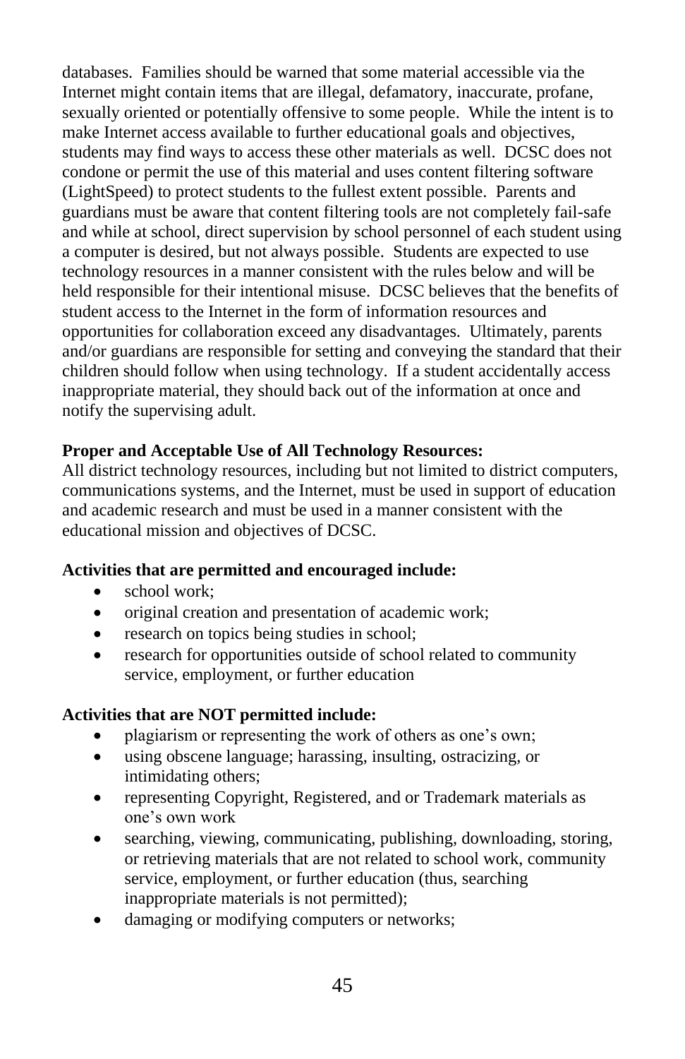databases. Families should be warned that some material accessible via the Internet might contain items that are illegal, defamatory, inaccurate, profane, sexually oriented or potentially offensive to some people. While the intent is to make Internet access available to further educational goals and objectives, students may find ways to access these other materials as well. DCSC does not condone or permit the use of this material and uses content filtering software (LightSpeed) to protect students to the fullest extent possible. Parents and guardians must be aware that content filtering tools are not completely fail-safe and while at school, direct supervision by school personnel of each student using a computer is desired, but not always possible. Students are expected to use technology resources in a manner consistent with the rules below and will be held responsible for their intentional misuse. DCSC believes that the benefits of student access to the Internet in the form of information resources and opportunities for collaboration exceed any disadvantages. Ultimately, parents and/or guardians are responsible for setting and conveying the standard that their children should follow when using technology. If a student accidentally access inappropriate material, they should back out of the information at once and notify the supervising adult.

**Proper and Acceptable Use of All Technology Resources:**
All district technology resources, including but not limited to district computers, communications systems, and the Internet, must be used in support of education and academic research and must be used in a manner consistent with the educational mission and objectives of DCSC.

**Activities that are permitted and encouraged include:**

- school work;
- original creation and presentation of academic work;
- research on topics being studies in school;
- research for opportunities outside of school related to community service, employment, or further education

**Activities that are NOT permitted include:**

- plagiarism or representing the work of others as one's own;
- using obscene language; harassing, insulting, ostracizing, or intimidating others;
- representing Copyright, Registered, and or Trademark materials as one's own work
- searching, viewing, communicating, publishing, downloading, storing, or retrieving materials that are not related to school work, community service, employment, or further education (thus, searching inappropriate materials is not permitted);
- damaging or modifying computers or networks;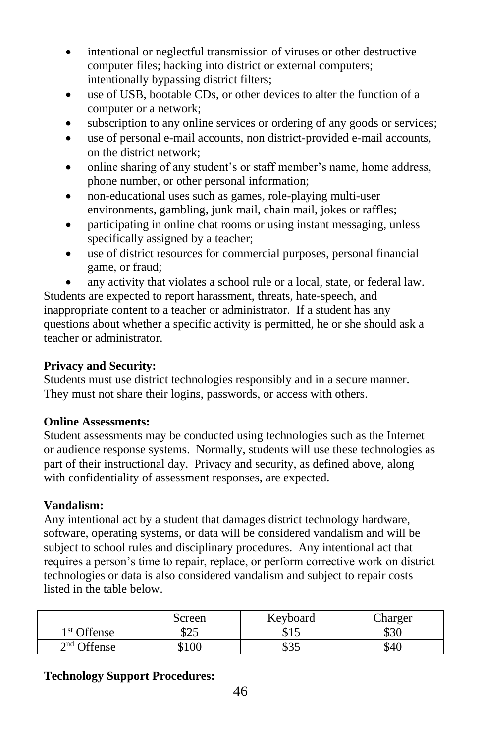- intentional or neglectful transmission of viruses or other destructive computer files; hacking into district or external computers; intentionally bypassing district filters;
- use of USB, bootable CDs, or other devices to alter the function of a computer or a network;
- subscription to any online services or ordering of any goods or services;
- use of personal e-mail accounts, non district-provided e-mail accounts, on the district network;
- online sharing of any student's or staff member's name, home address, phone number, or other personal information;
- non-educational uses such as games, role-playing multi-user environments, gambling, junk mail, chain mail, jokes or raffles;
- participating in online chat rooms or using instant messaging, unless specifically assigned by a teacher;
- use of district resources for commercial purposes, personal financial game, or fraud;
- any activity that violates a school rule or a local, state, or federal law.

Students are expected to report harassment, threats, hate-speech, and inappropriate content to a teacher or administrator. If a student has any questions about whether a specific activity is permitted, he or she should ask a teacher or administrator.

**Privacy and Security:**
Students must use district technologies responsibly and in a secure manner. They must not share their logins, passwords, or access with others.

**Online Assessments:**
Student assessments may be conducted using technologies such as the Internet or audience response systems. Normally, students will use these technologies as part of their instructional day. Privacy and security, as defined above, along with confidentiality of assessment responses, are expected.

**Vandalism:**
Any intentional act by a student that damages district technology hardware, software, operating systems, or data will be considered vandalism and will be subject to school rules and disciplinary procedures. Any intentional act that requires a person's time to repair, replace, or perform corrective work on district technologies or data is also considered vandalism and subject to repair costs listed in the table below.

| | Screen | Keyboard | Charger |
|---|---|---|---|
| 1st Offense | $25 | $15 | $30 |
| 2nd Offense | $100 | $35 | $40 |

**Technology Support Procedures:**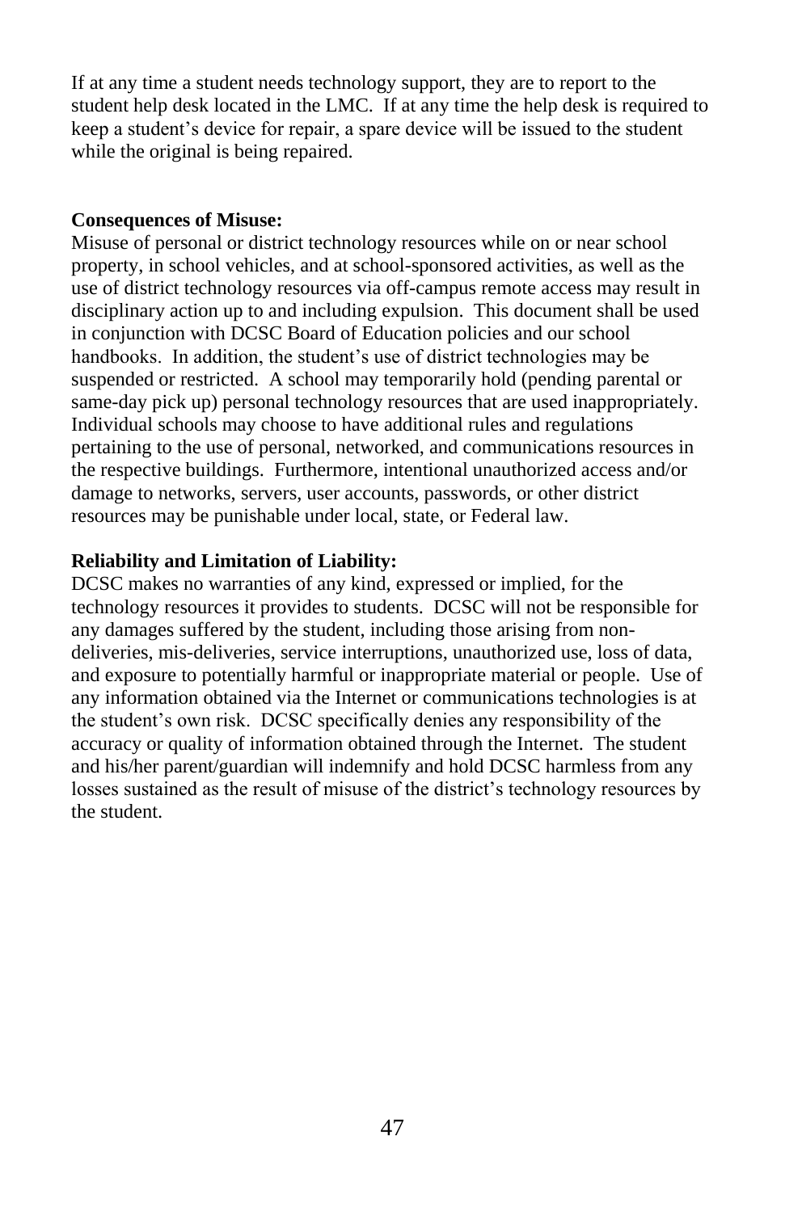If at any time a student needs technology support, they are to report to the student help desk located in the LMC. If at any time the help desk is required to keep a student's device for repair, a spare device will be issued to the student while the original is being repaired.

**Consequences of Misuse:**
Misuse of personal or district technology resources while on or near school property, in school vehicles, and at school-sponsored activities, as well as the use of district technology resources via off-campus remote access may result in disciplinary action up to and including expulsion. This document shall be used in conjunction with DCSC Board of Education policies and our school handbooks. In addition, the student's use of district technologies may be suspended or restricted. A school may temporarily hold (pending parental or same-day pick up) personal technology resources that are used inappropriately. Individual schools may choose to have additional rules and regulations pertaining to the use of personal, networked, and communications resources in the respective buildings. Furthermore, intentional unauthorized access and/or damage to networks, servers, user accounts, passwords, or other district resources may be punishable under local, state, or Federal law.

**Reliability and Limitation of Liability:**
DCSC makes no warranties of any kind, expressed or implied, for the technology resources it provides to students. DCSC will not be responsible for any damages suffered by the student, including those arising from non-deliveries, mis-deliveries, service interruptions, unauthorized use, loss of data, and exposure to potentially harmful or inappropriate material or people. Use of any information obtained via the Internet or communications technologies is at the student's own risk. DCSC specifically denies any responsibility of the accuracy or quality of information obtained through the Internet. The student and his/her parent/guardian will indemnify and hold DCSC harmless from any losses sustained as the result of misuse of the district's technology resources by the student.